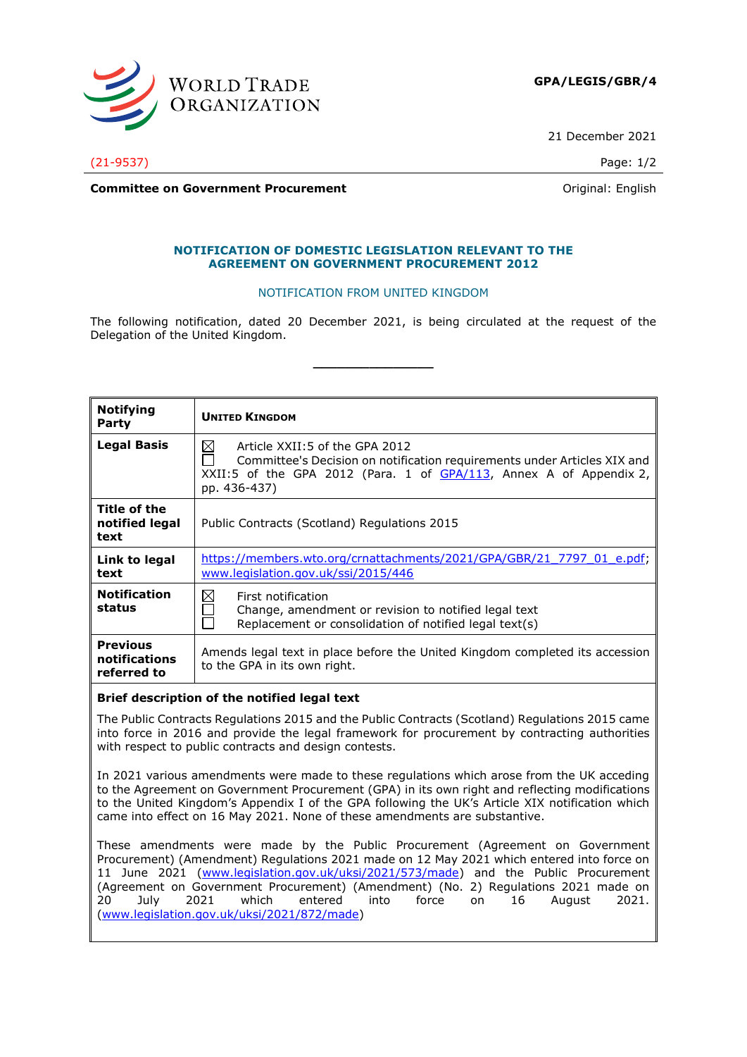**GPA/LEGIS/GBR/4**

21 December 2021

(21-9537)

**Committee on Government Procurement**

Original: English

## NOTIFICATION OF DOMESTIC LEGISLATION RELEVANT TO THE AGREEMENT ON GOVERNMENT PROCUREMENT 2012

NOTIFICATION FROM UNITED KINGDOM

The following notification, dated 20 December 2021, is being circulated at the request of the Delegation of the United Kingdom.

---

| | |
|---|---|
| **Notifying Party** | **UNITED KINGDOM** |
| **Legal Basis** | ☒ Article XXII:5 of the GPA 2012<br>☐ Committee's Decision on notification requirements under Articles XIX and XXII:5 of the GPA 2012 (Para. 1 of GPA/113, Annex A of Appendix 2, pp. 436-437) |
| **Title of the notified legal text** | Public Contracts (Scotland) Regulations 2015 |
| **Link to legal text** | https://members.wto.org/crnattachments/2021/GPA/GBR/21_7797_01_e.pdf; www.legislation.gov.uk/ssi/2015/446 |
| **Notification status** | ☒ First notification<br>☐ Change, amendment or revision to notified legal text<br>☐ Replacement or consolidation of notified legal text(s) |
| **Previous notifications referred to** | Amends legal text in place before the United Kingdom completed its accession to the GPA in its own right. |

**Brief description of the notified legal text**

The Public Contracts Regulations 2015 and the Public Contracts (Scotland) Regulations 2015 came into force in 2016 and provide the legal framework for procurement by contracting authorities with respect to public contracts and design contests.

In 2021 various amendments were made to these regulations which arose from the UK acceding to the Agreement on Government Procurement (GPA) in its own right and reflecting modifications to the United Kingdom's Appendix I of the GPA following the UK's Article XIX notification which came into effect on 16 May 2021. None of these amendments are substantive.

These amendments were made by the Public Procurement (Agreement on Government Procurement) (Amendment) Regulations 2021 made on 12 May 2021 which entered into force on 11 June 2021 (www.legislation.gov.uk/uksi/2021/573/made) and the Public Procurement (Agreement on Government Procurement) (Amendment) (No. 2) Regulations 2021 made on 20 July 2021 which entered into force on 16 August 2021. (www.legislation.gov.uk/uksi/2021/872/made)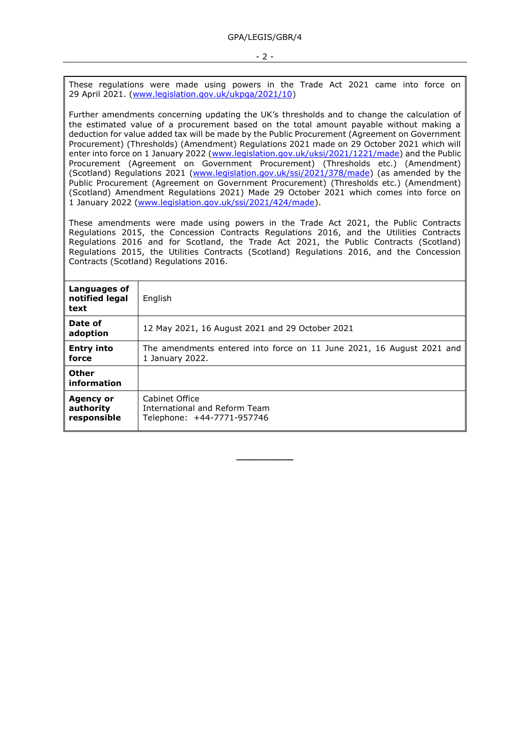These regulations were made using powers in the Trade Act 2021 came into force on 29 April 2021. (www.legislation.gov.uk/ukpga/2021/10)

Further amendments concerning updating the UK's thresholds and to change the calculation of the estimated value of a procurement based on the total amount payable without making a deduction for value added tax will be made by the Public Procurement (Agreement on Government Procurement) (Thresholds) (Amendment) Regulations 2021 made on 29 October 2021 which will enter into force on 1 January 2022 (www.legislation.gov.uk/uksi/2021/1221/made) and the Public Procurement (Agreement on Government Procurement) (Thresholds etc.) (Amendment) (Scotland) Regulations 2021 (www.legislation.gov.uk/ssi/2021/378/made) (as amended by the Public Procurement (Agreement on Government Procurement) (Thresholds etc.) (Amendment) (Scotland) Amendment Regulations 2021) Made 29 October 2021 which comes into force on 1 January 2022 (www.legislation.gov.uk/ssi/2021/424/made).

These amendments were made using powers in the Trade Act 2021, the Public Contracts Regulations 2015, the Concession Contracts Regulations 2016, and the Utilities Contracts Regulations 2016 and for Scotland, the Trade Act 2021, the Public Contracts (Scotland) Regulations 2015, the Utilities Contracts (Scotland) Regulations 2016, and the Concession Contracts (Scotland) Regulations 2016.

| | |
|---|---|
| **Languages of notified legal text** | English |
| **Date of adoption** | 12 May 2021, 16 August 2021 and 29 October 2021 |
| **Entry into force** | The amendments entered into force on 11 June 2021, 16 August 2021 and 1 January 2022. |
| **Other information** | |
| **Agency or authority responsible** | Cabinet Office<br>International and Reform Team<br>Telephone: +44-7771-957746 |